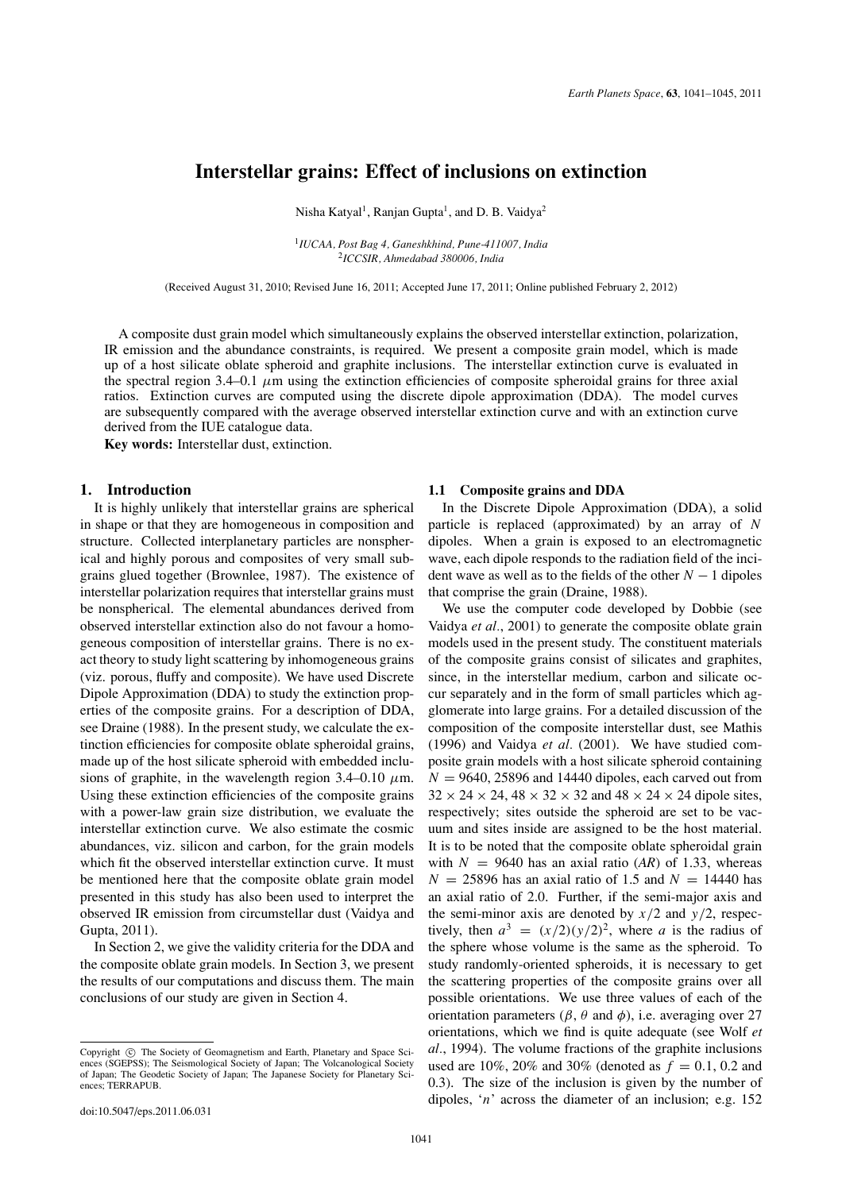# Interstellar grains: Effect of inclusions on extinction

Nisha Katyal[1], Ranjan Gupta[1], and D. B. Vaidya[2]

[1]*IUCAA, Post Bag 4, Ganeshkhind, Pune-411007, India*
[2]*ICCSIR, Ahmedabad 380006, India*

(Received August 31, 2010; Revised June 16, 2011; Accepted June 17, 2011; Online published February 2, 2012)

A composite dust grain model which simultaneously explains the observed interstellar extinction, polarization, IR emission and the abundance constraints, is required. We present a composite grain model, which is made up of a host silicate oblate spheroid and graphite inclusions. The interstellar extinction curve is evaluated in the spectral region 3.4–0.1 $\mu$m using the extinction efficiencies of composite spheroidal grains for three axial ratios. Extinction curves are computed using the discrete dipole approximation (DDA). The model curves are subsequently compared with the average observed interstellar extinction curve and with an extinction curve derived from the IUE catalogue data.

**Key words:** Interstellar dust, extinction.

## 1. Introduction

It is highly unlikely that interstellar grains are spherical in shape or that they are homogeneous in composition and structure. Collected interplanetary particles are nonspherical and highly porous and composites of very small subgrains glued together (Brownlee, 1987). The existence of interstellar polarization requires that interstellar grains must be nonspherical. The elemental abundances derived from observed interstellar extinction also do not favour a homogeneous composition of interstellar grains. There is no exact theory to study light scattering by inhomogeneous grains (viz. porous, fluffy and composite). We have used Discrete Dipole Approximation (DDA) to study the extinction properties of the composite grains. For a description of DDA, see Draine (1988). In the present study, we calculate the extinction efficiencies for composite oblate spheroidal grains, made up of the host silicate spheroid with embedded inclusions of graphite, in the wavelength range 3.4–0.10 $\mu$m. Using these extinction efficiencies of the composite grains with a power-law grain size distribution, we evaluate the interstellar extinction curve. We also estimate the cosmic abundances, viz. silicon and carbon, for the grain models which fit the observed interstellar extinction curve. It must be mentioned here that the composite oblate grain model presented in this study has also been used to interpret the observed IR emission from circumstellar dust (Vaidya and Gupta, 2011).

In Section 2, we give the validity criteria for the DDA and the composite oblate grain models. In Section 3, we present the results of our computations and discuss them. The main conclusions of our study are given in Section 4.

### 1.1 Composite grains and DDA

In the Discrete Dipole Approximation (DDA), a solid particle is replaced (approximated) by an array of $N$ dipoles. When a grain is exposed to an electromagnetic wave, each dipole responds to the radiation field of the incident wave as well as to the fields of the other $N-1$ dipoles that comprise the grain (Draine, 1988).

We use the computer code developed by Dobbie (see Vaidya *et al.*, 2001) to generate the composite oblate grain models used in the present study. The constituent materials of the composite grains consist of silicates and graphites, since, in the interstellar medium, carbon and silicate occur separately and in the form of small particles which agglomerate into large grains. For a detailed discussion of the composition of the composite interstellar dust, see Mathis (1996) and Vaidya *et al.* (2001). We have studied composite grain models with a host silicate spheroid containing $N = 9640$, 25896 and 14440 dipoles, each carved out from $32 \times 24 \times 24$, $48 \times 32 \times 32$ and $48 \times 24 \times 24$ dipole sites, respectively; sites outside the spheroid are set to be vacuum and sites inside are assigned to be the host material. It is to be noted that the composite oblate spheroidal grain with $N = 9640$ has an axial ratio (*AR*) of 1.33, whereas $N = 25896$ has an axial ratio of 1.5 and $N = 14440$ has an axial ratio of 2.0. Further, if the semi-major axis and the semi-minor axis are denoted by $x/2$ and $y/2$, respectively, then $a^3 = (x/2)(y/2)^2$, where $a$ is the radius of the sphere whose volume is the same as the spheroid. To study randomly-oriented spheroids, it is necessary to get the scattering properties of the composite grains over all possible orientations. We use three values of each of the orientation parameters ($\beta$, $\theta$ and $\phi$), i.e. averaging over 27 orientations, which we find is quite adequate (see Wolf *et al.*, 1994). The volume fractions of the graphite inclusions used are 10%, 20% and 30% (denoted as $f = 0.1$, 0.2 and 0.3). The size of the inclusion is given by the number of dipoles, '$n$' across the diameter of an inclusion; e.g. 152

Copyright © The Society of Geomagnetism and Earth, Planetary and Space Sciences (SGEPSS); The Seismological Society of Japan; The Volcanological Society of Japan; The Geodetic Society of Japan; The Japanese Society for Planetary Sciences; TERRAPUB.

doi:10.5047/eps.2011.06.031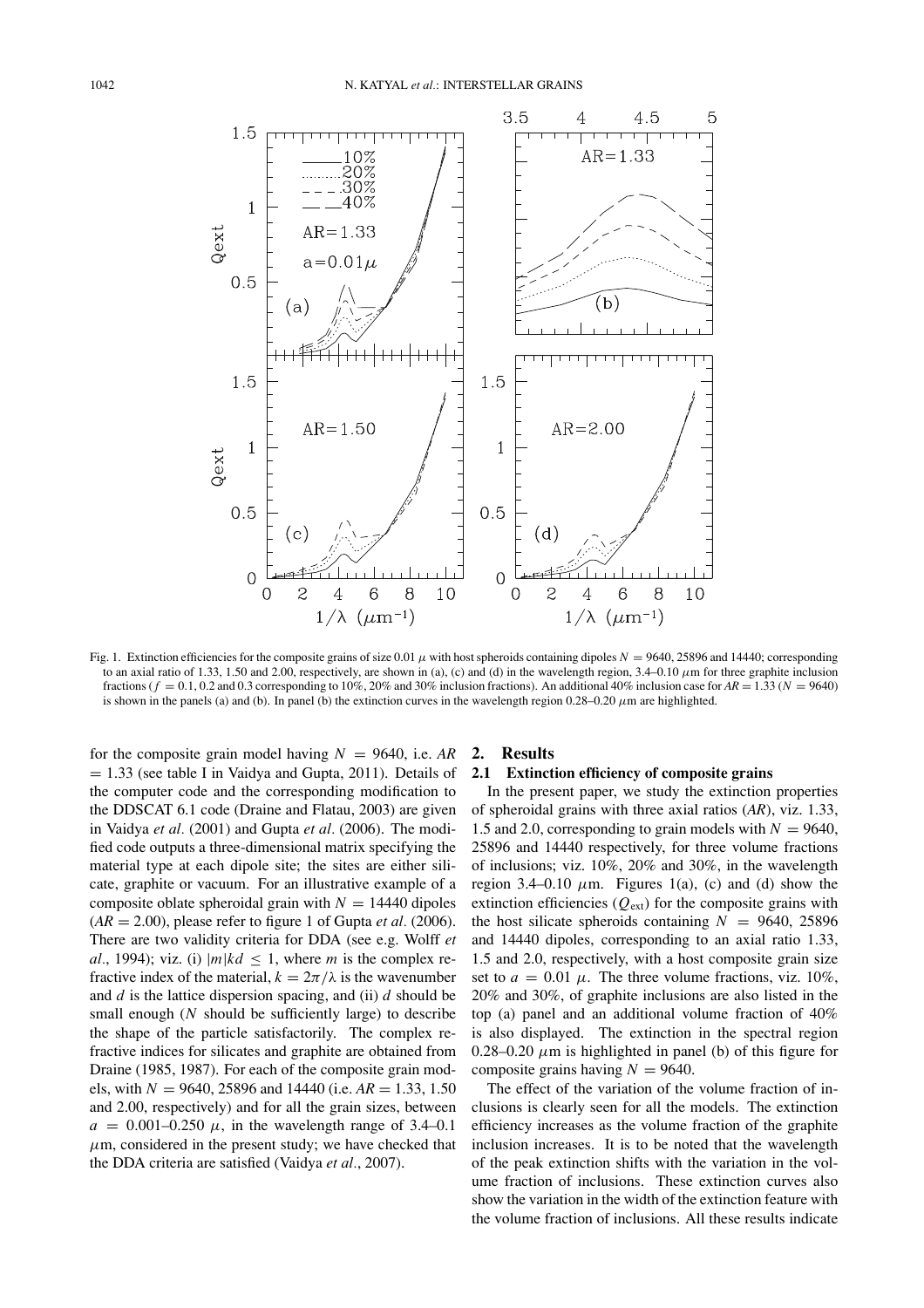Fig. 1. Extinction efficiencies for the composite grains of size 0.01 $\mu$ with host spheroids containing dipoles $N = 9640$, 25896 and 14440; corresponding to an axial ratio of 1.33, 1.50 and 2.00, respectively, are shown in (a), (c) and (d) in the wavelength region, 3.4–0.10 $\mu$m for three graphite inclusion fractions ($f = 0.1$, 0.2 and 0.3 corresponding to 10%, 20% and 30% inclusion fractions). An additional 40% inclusion case for $AR = 1.33$ ($N = 9640$) is shown in the panels (a) and (b). In panel (b) the extinction curves in the wavelength region 0.28–0.20 $\mu$m are highlighted.

for the composite grain model having $N = 9640$, i.e. $AR = 1.33$ (see table I in Vaidya and Gupta, 2011). Details of the computer code and the corresponding modification to the DDSCAT 6.1 code (Draine and Flatau, 2003) are given in Vaidya *et al*. (2001) and Gupta *et al*. (2006). The modified code outputs a three-dimensional matrix specifying the material type at each dipole site; the sites are either silicate, graphite or vacuum. For an illustrative example of a composite oblate spheroidal grain with $N = 14440$ dipoles ($AR = 2.00$), please refer to figure 1 of Gupta *et al*. (2006). There are two validity criteria for DDA (see e.g. Wolff *et al*., 1994); viz. (i) $|m|kd \leq 1$, where $m$ is the complex refractive index of the material, $k = 2\pi/\lambda$ is the wavenumber and $d$ is the lattice dispersion spacing, and (ii) $d$ should be small enough ($N$ should be sufficiently large) to describe the shape of the particle satisfactorily. The complex refractive indices for silicates and graphite are obtained from Draine (1985, 1987). For each of the composite grain models, with $N = 9640$, 25896 and 14440 (i.e. $AR = 1.33$, 1.50 and 2.00, respectively) and for all the grain sizes, between $a = 0.001$–$0.250$ $\mu$, in the wavelength range of 3.4–0.1 $\mu$m, considered in the present study; we have checked that the DDA criteria are satisfied (Vaidya *et al*., 2007).

## 2. Results

### 2.1 Extinction efficiency of composite grains

In the present paper, we study the extinction properties of spheroidal grains with three axial ratios (*AR*), viz. 1.33, 1.5 and 2.0, corresponding to grain models with $N = 9640$, 25896 and 14440 respectively, for three volume fractions of inclusions; viz. 10%, 20% and 30%, in the wavelength region 3.4–0.10 $\mu$m. Figures 1(a), (c) and (d) show the extinction efficiencies ($Q_{\text{ext}}$) for the composite grains with the host silicate spheroids containing $N = 9640$, 25896 and 14440 dipoles, corresponding to an axial ratio 1.33, 1.5 and 2.0, respectively, with a host composite grain size set to $a = 0.01$ $\mu$. The three volume fractions, viz. 10%, 20% and 30%, of graphite inclusions are also listed in the top (a) panel and an additional volume fraction of 40% is also displayed. The extinction in the spectral region 0.28–0.20 $\mu$m is highlighted in panel (b) of this figure for composite grains having $N = 9640$.

The effect of the variation of the volume fraction of inclusions is clearly seen for all the models. The extinction efficiency increases as the volume fraction of the graphite inclusion increases. It is to be noted that the wavelength of the peak extinction shifts with the variation in the volume fraction of inclusions. These extinction curves also show the variation in the width of the extinction feature with the volume fraction of inclusions. All these results indicate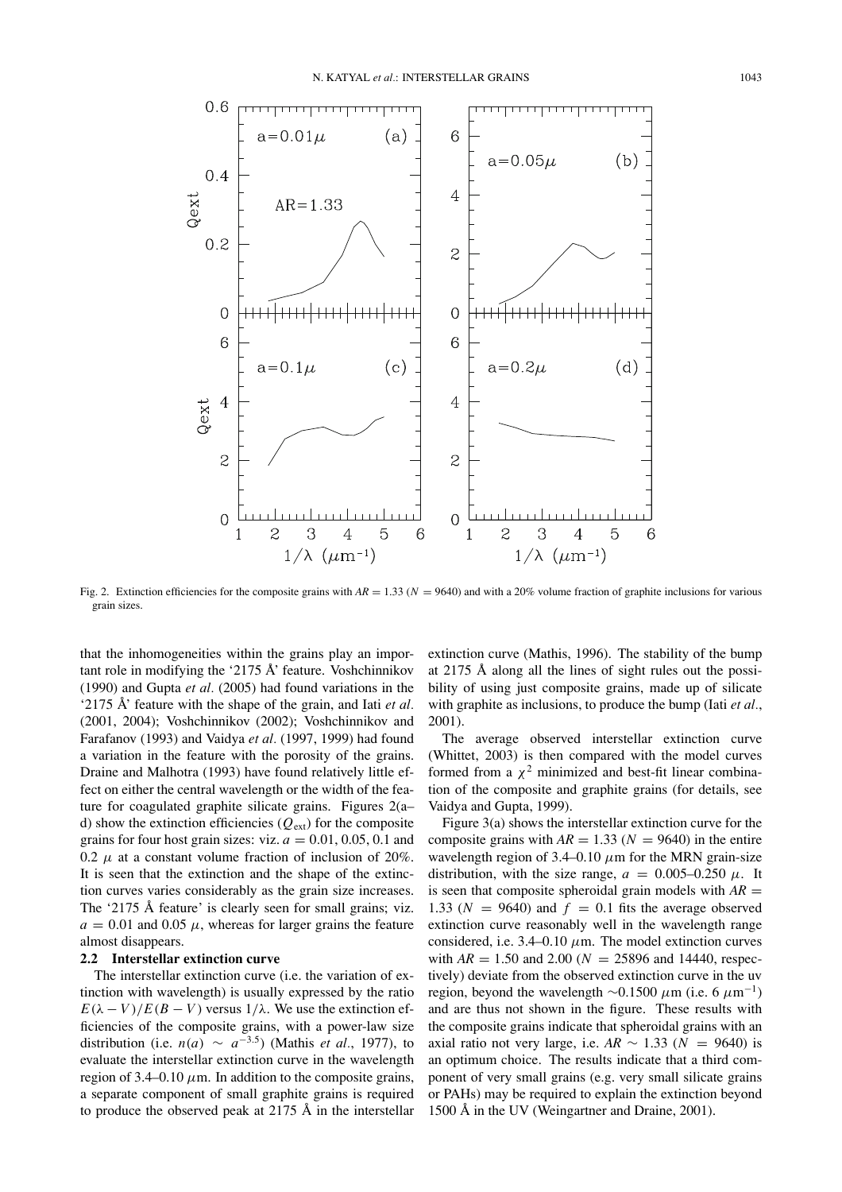Fig. 2. Extinction efficiencies for the composite grains with $AR = 1.33$ ($N = 9640$) and with a 20% volume fraction of graphite inclusions for various grain sizes.

that the inhomogeneities within the grains play an important role in modifying the '2175 Å' feature. Voshchinnikov (1990) and Gupta *et al*. (2005) had found variations in the '2175 Å' feature with the shape of the grain, and Iati *et al*. (2001, 2004); Voshchinnikov (2002); Voshchinnikov and Farafanov (1993) and Vaidya *et al*. (1997, 1999) had found a variation in the feature with the porosity of the grains. Draine and Malhotra (1993) have found relatively little effect on either the central wavelength or the width of the feature for coagulated graphite silicate grains. Figures 2(a–d) show the extinction efficiencies ($Q_{\text{ext}}$) for the composite grains for four host grain sizes: viz. $a = 0.01$, 0.05, 0.1 and 0.2 $\mu$ at a constant volume fraction of inclusion of 20%. It is seen that the extinction and the shape of the extinction curves varies considerably as the grain size increases. The '2175 Å feature' is clearly seen for small grains; viz. $a = 0.01$ and 0.05 $\mu$, whereas for larger grains the feature almost disappears.

### 2.2 Interstellar extinction curve

The interstellar extinction curve (i.e. the variation of extinction with wavelength) is usually expressed by the ratio $E(\lambda - V)/E(B - V)$ versus $1/\lambda$. We use the extinction efficiencies of the composite grains, with a power-law size distribution (i.e. $n(a) \sim a^{-3.5}$) (Mathis *et al*., 1977), to evaluate the interstellar extinction curve in the wavelength region of 3.4–0.10 $\mu$m. In addition to the composite grains, a separate component of small graphite grains is required to produce the observed peak at 2175 Å in the interstellar extinction curve (Mathis, 1996). The stability of the bump at 2175 Å along all the lines of sight rules out the possibility of using just composite grains, made up of silicate with graphite as inclusions, to produce the bump (Iati *et al*., 2001).

The average observed interstellar extinction curve (Whittet, 2003) is then compared with the model curves formed from a $\chi^2$ minimized and best-fit linear combination of the composite and graphite grains (for details, see Vaidya and Gupta, 1999).

Figure 3(a) shows the interstellar extinction curve for the composite grains with $AR = 1.33$ ($N = 9640$) in the entire wavelength region of 3.4–0.10 $\mu$m for the MRN grain-size distribution, with the size range, $a = 0.005$–$0.250$ $\mu$. It is seen that composite spheroidal grain models with $AR = 1.33$ ($N = 9640$) and $f = 0.1$ fits the average observed extinction curve reasonably well in the wavelength range considered, i.e. 3.4–0.10 $\mu$m. The model extinction curves with $AR = 1.50$ and 2.00 ($N = 25896$ and 14440, respectively) deviate from the observed extinction curve in the uv region, beyond the wavelength $\sim$0.1500 $\mu$m (i.e. 6 $\mu$m$^{-1}$) and are thus not shown in the figure. These results with the composite grains indicate that spheroidal grains with an axial ratio not very large, i.e. $AR \sim 1.33$ ($N = 9640$) is an optimum choice. The results indicate that a third component of very small grains (e.g. very small silicate grains or PAHs) may be required to explain the extinction beyond 1500 Å in the UV (Weingartner and Draine, 2001).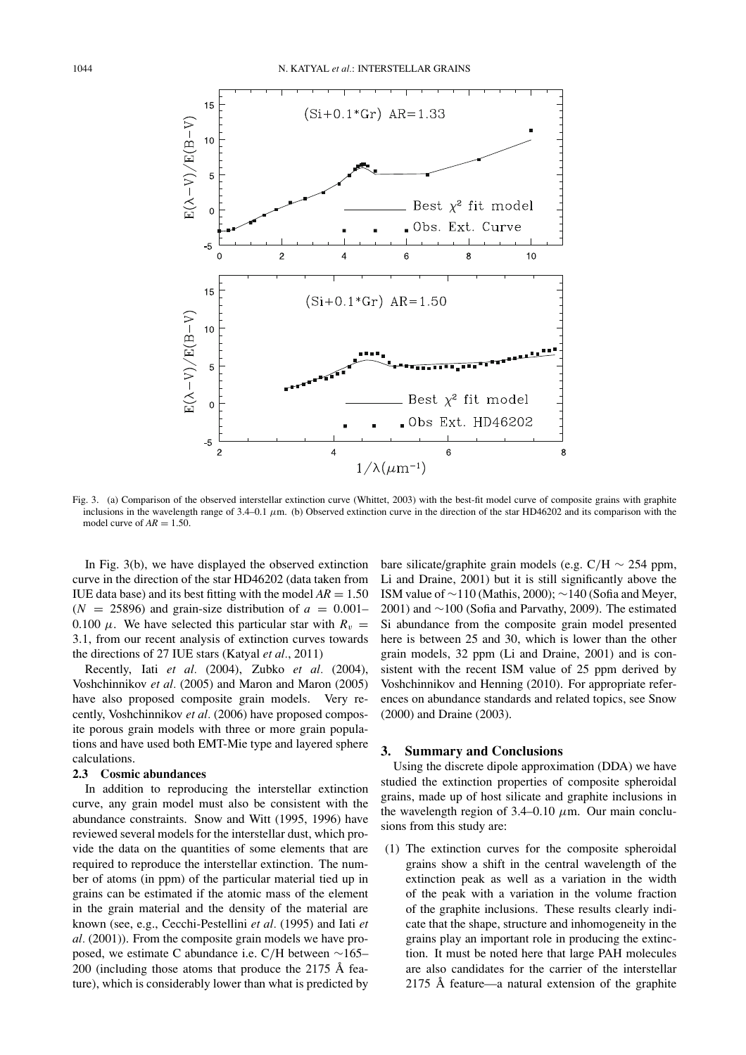Fig. 3. (a) Comparison of the observed interstellar extinction curve (Whittet, 2003) with the best-fit model curve of composite grains with graphite inclusions in the wavelength range of 3.4–0.1 $\mu$m. (b) Observed extinction curve in the direction of the star HD46202 and its comparison with the model curve of $AR = 1.50$.

In Fig. 3(b), we have displayed the observed extinction curve in the direction of the star HD46202 (data taken from IUE data base) and its best fitting with the model $AR = 1.50$ ($N = 25896$) and grain-size distribution of $a = 0.001$–$0.100\ \mu$. We have selected this particular star with $R_v = 3.1$, from our recent analysis of extinction curves towards the directions of 27 IUE stars (Katyal *et al*., 2011)

Recently, Iati *et al*. (2004), Zubko *et al*. (2004), Voshchinnikov *et al*. (2005) and Maron and Maron (2005) have also proposed composite grain models. Very recently, Voshchinnikov *et al*. (2006) have proposed composite porous grain models with three or more grain populations and have used both EMT-Mie type and layered sphere calculations.

### 2.3 Cosmic abundances

In addition to reproducing the interstellar extinction curve, any grain model must also be consistent with the abundance constraints. Snow and Witt (1995, 1996) have reviewed several models for the interstellar dust, which provide the data on the quantities of some elements that are required to reproduce the interstellar extinction. The number of atoms (in ppm) of the particular material tied up in grains can be estimated if the atomic mass of the element in the grain material and the density of the material are known (see, e.g., Cecchi-Pestellini *et al*. (1995) and Iati *et al*. (2001)). From the composite grain models we have proposed, we estimate C abundance i.e. C/H between $\sim$165–200 (including those atoms that produce the 2175 Å feature), which is considerably lower than what is predicted by bare silicate/graphite grain models (e.g. C/H $\sim$ 254 ppm, Li and Draine, 2001) but it is still significantly above the ISM value of $\sim$110 (Mathis, 2000); $\sim$140 (Sofia and Meyer, 2001) and $\sim$100 (Sofia and Parvathy, 2009). The estimated Si abundance from the composite grain model presented here is between 25 and 30, which is lower than the other grain models, 32 ppm (Li and Draine, 2001) and is consistent with the recent ISM value of 25 ppm derived by Voshchinnikov and Henning (2010). For appropriate references on abundance standards and related topics, see Snow (2000) and Draine (2003).

## 3. Summary and Conclusions

Using the discrete dipole approximation (DDA) we have studied the extinction properties of composite spheroidal grains, made up of host silicate and graphite inclusions in the wavelength region of 3.4–0.10 $\mu$m. Our main conclusions from this study are:

(1) The extinction curves for the composite spheroidal grains show a shift in the central wavelength of the extinction peak as well as a variation in the width of the peak with a variation in the volume fraction of the graphite inclusions. These results clearly indicate that the shape, structure and inhomogeneity in the grains play an important role in producing the extinction. It must be noted here that large PAH molecules are also candidates for the carrier of the interstellar 2175 Å feature—a natural extension of the graphite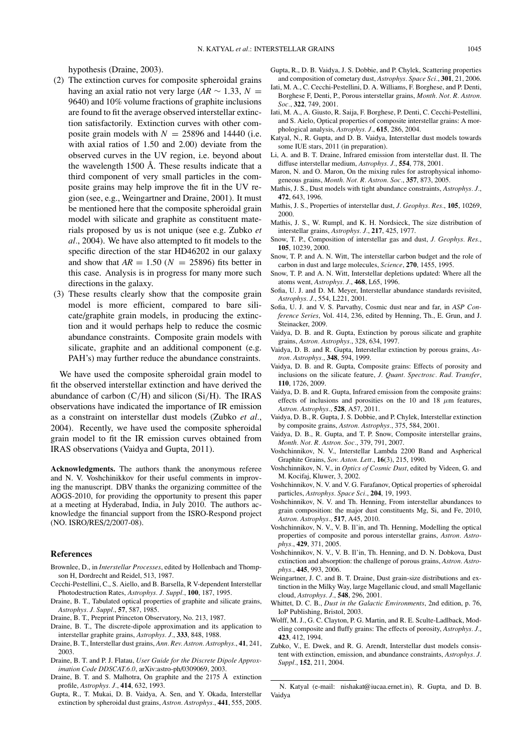hypothesis (Draine, 2003).

(2) The extinction curves for composite spheroidal grains having an axial ratio not very large ($AR \sim 1.33$, $N = 9640$) and 10% volume fractions of graphite inclusions are found to fit the average observed interstellar extinction satisfactorily. Extinction curves with other composite grain models with $N = 25896$ and 14440 (i.e. with axial ratios of 1.50 and 2.00) deviate from the observed curves in the UV region, i.e. beyond about the wavelength 1500 Å. These results indicate that a third component of very small particles in the composite grains may help improve the fit in the UV region (see, e.g., Weingartner and Draine, 2001). It must be mentioned here that the composite spheroidal grain model with silicate and graphite as constituent materials proposed by us is not unique (see e.g. Zubko *et al*., 2004). We have also attempted to fit models to the specific direction of the star HD46202 in our galaxy and show that $AR = 1.50$ ($N = 25896$) fits better in this case. Analysis is in progress for many more such directions in the galaxy.

(3) These results clearly show that the composite grain model is more efficient, compared to bare silicate/graphite grain models, in producing the extinction and it would perhaps help to reduce the cosmic abundance constraints. Composite grain models with silicate, graphite and an additional component (e.g. PAH's) may further reduce the abundance constraints.

We have used the composite spheroidal grain model to fit the observed interstellar extinction and have derived the abundance of carbon (C/H) and silicon (Si/H). The IRAS observations have indicated the importance of IR emission as a constraint on interstellar dust models (Zubko *et al*., 2004). Recently, we have used the composite spheroidal grain model to fit the IR emission curves obtained from IRAS observations (Vaidya and Gupta, 2011).

**Acknowledgments.** The authors thank the anonymous referee and N. V. Voshchinikkov for their useful comments in improving the manuscript. DBV thanks the organizing committee of the AOGS-2010, for providing the opportunity to present this paper at a meeting at Hyderabad, India, in July 2010. The authors acknowledge the financial support from the ISRO-Respond project (NO. ISRO/RES/2/2007-08).

## References

Brownlee, D., in *Interstellar Processes*, edited by Hollenbach and Thompson H, Dordrecht and Reidel, 513, 1987.

Cecchi-Pestellini, C., S. Aiello, and B. Barsella, R V-dependent Interstellar Photodestruction Rates, *Astrophys. J. Suppl.*, **100**, 187, 1995.

Draine, B. T., Tabulated optical properties of graphite and silicate grains, *Astrophys. J. Suppl.*, **57**, 587, 1985.

Draine, B. T., Preprint Princeton Observatory, No. 213, 1987.

Draine, B. T., The discrete-dipole approximation and its application to interstellar graphite grains, *Astrophys. J.*, **333**, 848, 1988.

Draine, B. T., Interstellar dust grains, *Ann. Rev. Astron. Astrophys.*, **41**, 241, 2003.

Draine, B. T. and P. J. Flatau, *User Guide for the Discrete Dipole Approximation Code DDSCAT.6.0*, arXiv:astro-ph/0309069, 2003.

Draine, B. T. and S. Malhotra, On graphite and the 2175 Å extinction profile, *Astrophys. J.*, **414**, 632, 1993.

Gupta, R., T. Mukai, D. B. Vaidya, A. Sen, and Y. Okada, Interstellar extinction by spheroidal dust grains, *Astron. Astrophys.*, **441**, 555, 2005.

Gupta, R., D. B. Vaidya, J. S. Dobbie, and P. Chylek, Scattering properties and composition of cometary dust, *Astrophys. Space Sci.*, **301**, 21, 2006.

Iati, M. A., C. Cecchi-Pestellini, D. A. Williams, F. Borghese, and P. Denti, Borghese F, Denti, P., Porous interstellar grains, *Month. Not. R. Astron. Soc.*, **322**, 749, 2001.

Iati, M. A., A. Giusto, R. Saija, F. Borghese, P. Denti, C. Cecchi-Pestellini, and S. Aielo, Optical properties of composite interstellar grains: A morphological analysis, *Astrophys. J.*, **615**, 286, 2004.

Katyal, N., R. Gupta, and D. B. Vaidya, Interstellar dust models towards some IUE stars, 2011 (in preparation).

Li, A. and B. T. Draine, Infrared emission from interstellar dust. II. The diffuse interstellar medium, *Astrophys. J.*, **554**, 778, 2001.

Maron, N. and O. Maron, On the mixing rules for astrophysical inhomogeneous grains, *Month. Not. R. Astron. Soc.*, **357**, 873, 2005.

Mathis, J. S., Dust models with tight abundance constraints, *Astrophys. J.*, **472**, 643, 1996.

Mathis, J. S., Properties of interstellar dust, *J. Geophys. Res.*, **105**, 10269, 2000.

Mathis, J. S., W. Rumpl, and K. H. Nordsieck, The size distribution of interstellar grains, *Astrophys. J.*, **217**, 425, 1977.

Snow, T. P., Composition of interstellar gas and dust, *J. Geophys. Res.*, **105**, 10239, 2000.

Snow, T. P. and A. N. Witt, The interstellar carbon budget and the role of carbon in dust and large molecules, *Science*, **270**, 1455, 1995.

Snow, T. P. and A. N. Witt, Interstellar depletions updated: Where all the atoms went, *Astrophys. J.*, **468**, L65, 1996.

Sofia, U. J. and D. M. Meyer, Interstellar abundance standards revisited, *Astrophys. J.*, 554, L221, 2001.

Sofia, U. J. and V. S. Parvathy, Cosmic dust near and far, in *ASP Conference Series*, Vol. 414, 236, edited by Henning, Th., E. Grun, and J. Steinacker, 2009.

Vaidya, D. B. and R. Gupta, Extinction by porous silicate and graphite grains, *Astron. Astrophys.*, 328, 634, 1997.

Vaidya, D. B. and R. Gupta, Interstellar extinction by porous grains, *Astron. Astrophys.*, **348**, 594, 1999.

Vaidya, D. B. and R. Gupta, Composite grains: Effects of porosity and inclusions on the silicate feature, *J. Quant. Spectrosc. Rad. Transfer*, **110**, 1726, 2009.

Vaidya, D. B. and R. Gupta, Infrared emission from the composite grains: effects of inclusions and porosities on the 10 and 18 $\mu$m features, *Astron. Astrophys.*, **528**, A57, 2011.

Vaidya, D. B., R. Gupta, J. S. Dobbie, and P. Chylek, Interstellar extinction by composite grains, *Astron. Astrophys.*, 375, 584, 2001.

Vaidya, D. B., R. Gupta, and T. P. Snow, Composite interstellar grains, *Month. Not. R. Astron. Soc.*, 379, 791, 2007.

Voshchinnikov, N. V., Interstellar Lambda 2200 Band and Aspherical Graphite Grains, *Sov. Aston. Lett.*, **16**(3), 215, 1990.

Voshchinnikov, N. V., in *Optics of Cosmic Dust*, edited by Videen, G. and M. Kocifaj, Kluwer, 3, 2002.

Voshchinnikov, N. V. and V. G. Farafanov, Optical properties of spheroidal particles, *Astrophys. Space Sci.*, **204**, 19, 1993.

Voshchinnikov, N. V. and Th. Henning, From interstellar abundances to grain composition: the major dust constituents Mg, Si, and Fe, 2010, *Astron. Astrophys.*, **517**, A45, 2010.

Voshchinnikov, N. V., V. B. Il'in, and Th. Henning, Modelling the optical properties of composite and porous interstellar grains, *Astron. Astrophys.*, **429**, 371, 2005.

Voshchinnikov, N. V., V. B. Il'in, Th. Henning, and D. N. Dobkova, Dust extinction and absorption: the challenge of porous grains, *Astron. Astrophys.*, **445**, 993, 2006.

Weingartner, J. C. and B. T. Draine, Dust grain-size distributions and extinction in the Milky Way, large Magellanic cloud, and small Magellanic cloud, *Astrophys. J.*, **548**, 296, 2001.

Whittet, D. C. B., *Dust in the Galactic Environments*, 2nd edition, p. 76, IoP Publishing, Bristol, 2003.

Wolff, M. J., G. C. Clayton, P. G. Martin, and R. E. Sculte-Ladlback, Modeling composite and fluffy grains: The effects of porosity, *Astrophys. J.*, **423**, 412, 1994.

Zubko, V., E. Dwek, and R. G. Arendt, Interstellar dust models consistent with extinction, emission, and abundance constraints, *Astrophys. J. Suppl.*, **152**, 211, 2004.

---

N. Katyal (e-mail: nishakat@iucaa.ernet.in), R. Gupta, and D. B. Vaidya